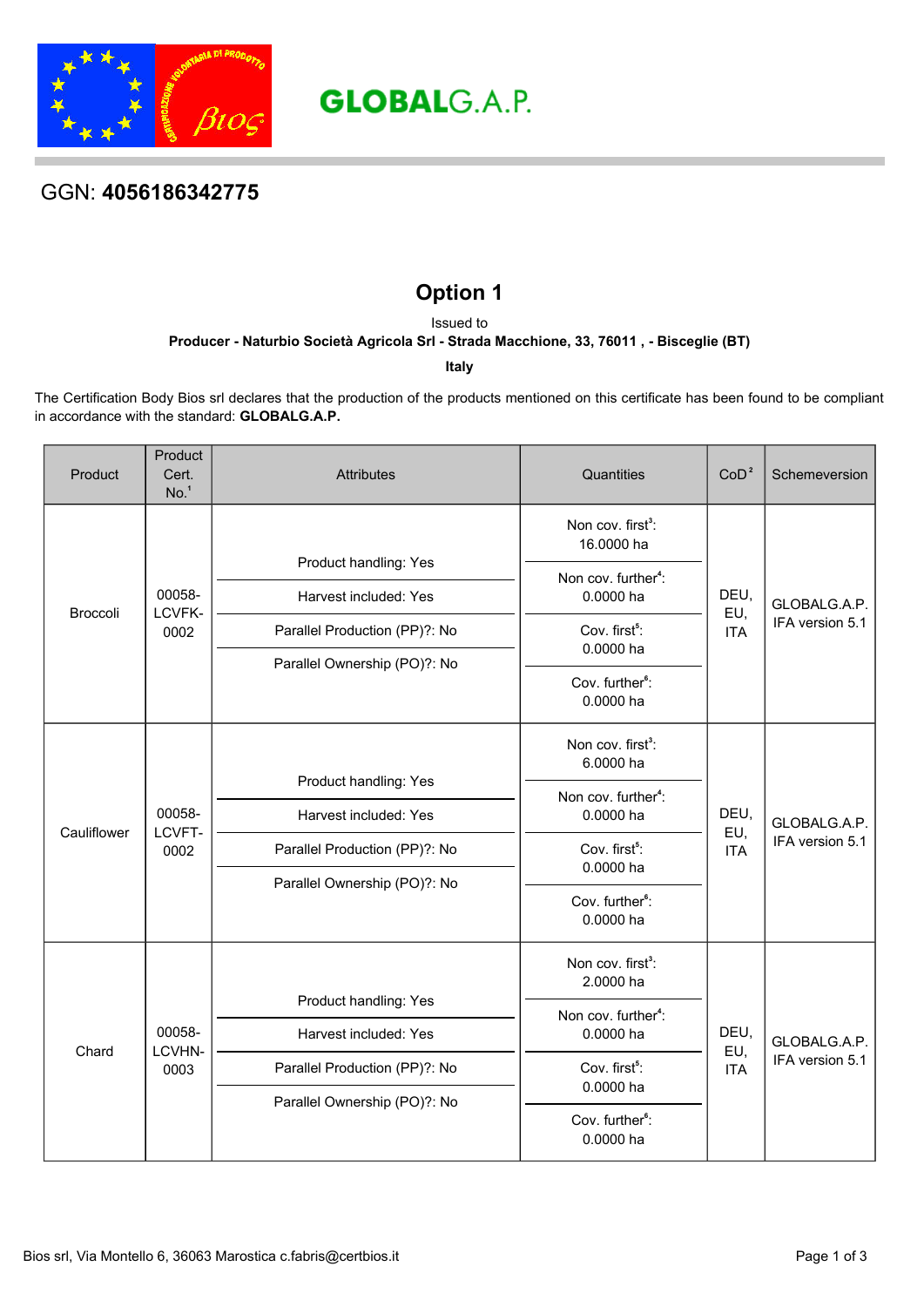GLOBALG.A.P.

GGN: **4056186342775**

## Option 1

Issued to

**Producer - Naturbio Società Agricola Srl - Strada Macchione, 33, 76011 , - Bisceglie (BT)**

**Italy**

The Certification Body Bios srl declares that the production of the products mentioned on this certificate has been found to be compliant in accordance with the standard: **GLOBALG.A.P.**

| Product | Product Cert. No.[1] | Attributes | Quantities | CoD[2] | Schemeversion |
|---|---|---|---|---|---|
| Broccoli | 00058-LCVFK-0002 | Product handling: Yes<br>Harvest included: Yes<br>Parallel Production (PP)?: No<br>Parallel Ownership (PO)?: No | Non cov. first[3]: 16.0000 ha<br>Non cov. further[4]: 0.0000 ha<br>Cov. first[5]: 0.0000 ha<br>Cov. further[6]: 0.0000 ha | DEU, EU, ITA | GLOBALG.A.P. IFA version 5.1 |
| Cauliflower | 00058-LCVFT-0002 | Product handling: Yes<br>Harvest included: Yes<br>Parallel Production (PP)?: No<br>Parallel Ownership (PO)?: No | Non cov. first[3]: 6.0000 ha<br>Non cov. further[4]: 0.0000 ha<br>Cov. first[5]: 0.0000 ha<br>Cov. further[6]: 0.0000 ha | DEU, EU, ITA | GLOBALG.A.P. IFA version 5.1 |
| Chard | 00058-LCVHN-0003 | Product handling: Yes<br>Harvest included: Yes<br>Parallel Production (PP)?: No<br>Parallel Ownership (PO)?: No | Non cov. first[3]: 2.0000 ha<br>Non cov. further[4]: 0.0000 ha<br>Cov. first[5]: 0.0000 ha<br>Cov. further[6]: 0.0000 ha | DEU, EU, ITA | GLOBALG.A.P. IFA version 5.1 |

Bios srl, Via Montello 6, 36063 Marostica c.fabris@certbios.it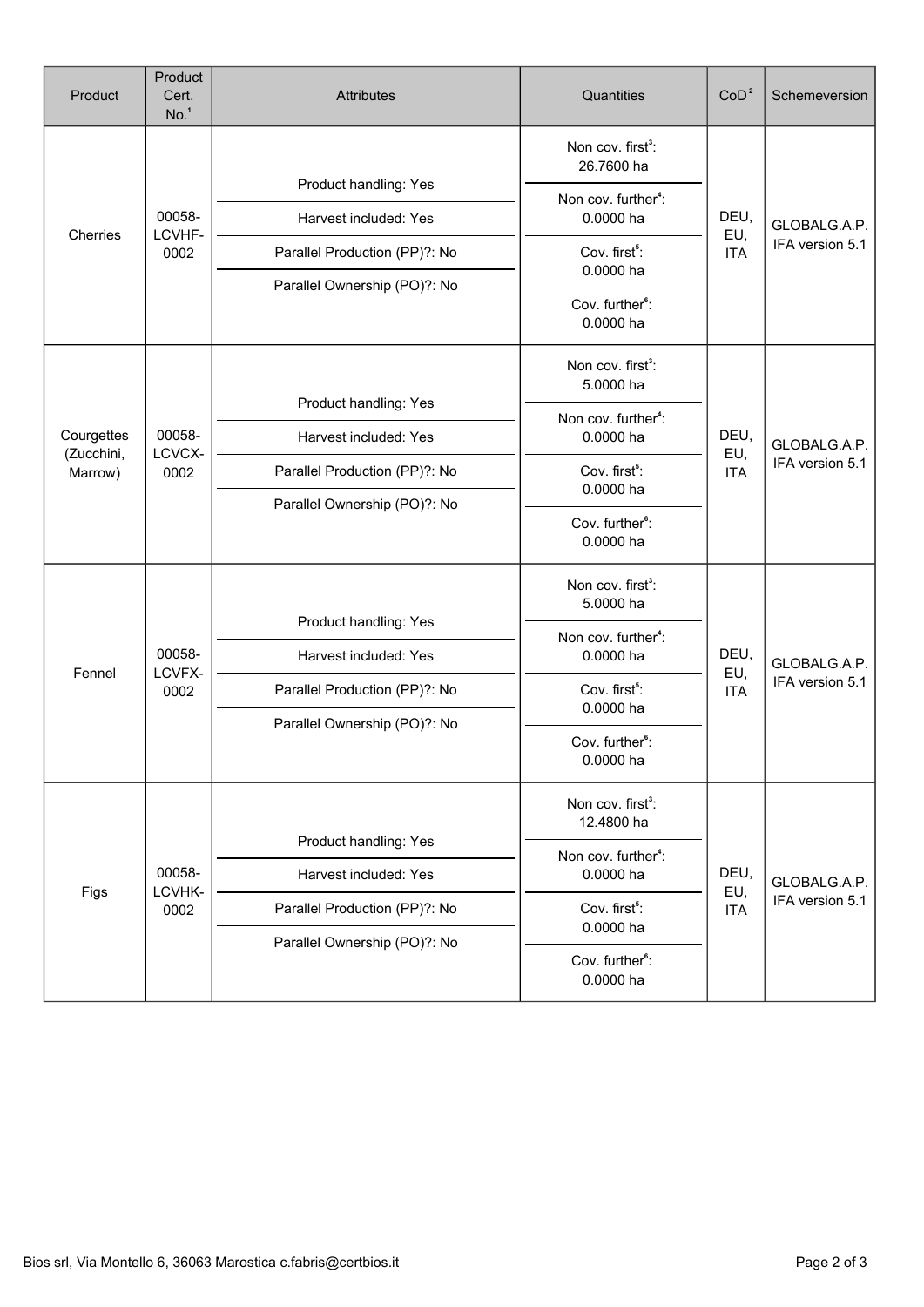| Product | Product Cert. No.[1] | Attributes | Quantities | CoD[2] | Schemeversion |
|---|---|---|---|---|---|
| Cherries | 00058-LCVHF-0002 | Product handling: Yes<br>Harvest included: Yes<br>Parallel Production (PP)?: No<br>Parallel Ownership (PO)?: No | Non cov. first[3]: 26.7600 ha<br>Non cov. further[4]: 0.0000 ha<br>Cov. first[5]: 0.0000 ha<br>Cov. further[6]: 0.0000 ha | DEU, EU, ITA | GLOBALG.A.P. IFA version 5.1 |
| Courgettes (Zucchini, Marrow) | 00058-LCVCX-0002 | Product handling: Yes<br>Harvest included: Yes<br>Parallel Production (PP)?: No<br>Parallel Ownership (PO)?: No | Non cov. first[3]: 5.0000 ha<br>Non cov. further[4]: 0.0000 ha<br>Cov. first[5]: 0.0000 ha<br>Cov. further[6]: 0.0000 ha | DEU, EU, ITA | GLOBALG.A.P. IFA version 5.1 |
| Fennel | 00058-LCVFX-0002 | Product handling: Yes<br>Harvest included: Yes<br>Parallel Production (PP)?: No<br>Parallel Ownership (PO)?: No | Non cov. first[3]: 5.0000 ha<br>Non cov. further[4]: 0.0000 ha<br>Cov. first[5]: 0.0000 ha<br>Cov. further[6]: 0.0000 ha | DEU, EU, ITA | GLOBALG.A.P. IFA version 5.1 |
| Figs | 00058-LCVHK-0002 | Product handling: Yes<br>Harvest included: Yes<br>Parallel Production (PP)?: No<br>Parallel Ownership (PO)?: No | Non cov. first[3]: 12.4800 ha<br>Non cov. further[4]: 0.0000 ha<br>Cov. first[5]: 0.0000 ha<br>Cov. further[6]: 0.0000 ha | DEU, EU, ITA | GLOBALG.A.P. IFA version 5.1 |

Bios srl, Via Montello 6, 36063 Marostica c.fabris@certbios.it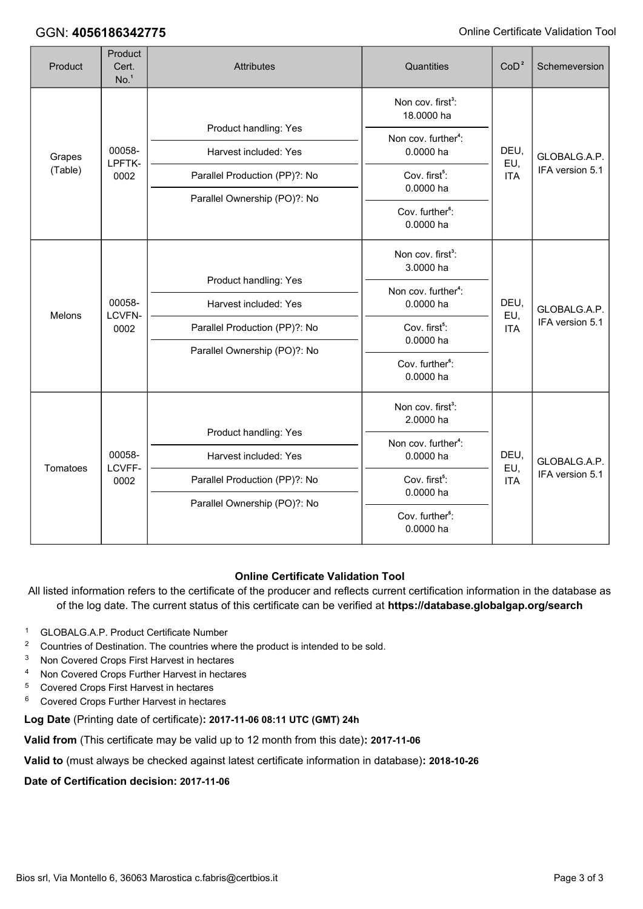GGN: **4056186342775**

Online Certificate Validation Tool

| Product | Product Cert. No.[1] | Attributes | Quantities | CoD[2] | Schemeversion |
|---|---|---|---|---|---|
| Grapes (Table) | 00058-LPFTK-0002 | Product handling: Yes<br>Harvest included: Yes<br>Parallel Production (PP)?: No<br>Parallel Ownership (PO)?: No | Non cov. first[3]: 18.0000 ha<br>Non cov. further[4]: 0.0000 ha<br>Cov. first[5]: 0.0000 ha<br>Cov. further[6]: 0.0000 ha | DEU, EU, ITA | GLOBALG.A.P. IFA version 5.1 |
| Melons | 00058-LCVFN-0002 | Product handling: Yes<br>Harvest included: Yes<br>Parallel Production (PP)?: No<br>Parallel Ownership (PO)?: No | Non cov. first[3]: 3.0000 ha<br>Non cov. further[4]: 0.0000 ha<br>Cov. first[5]: 0.0000 ha<br>Cov. further[6]: 0.0000 ha | DEU, EU, ITA | GLOBALG.A.P. IFA version 5.1 |
| Tomatoes | 00058-LCVFF-0002 | Product handling: Yes<br>Harvest included: Yes<br>Parallel Production (PP)?: No<br>Parallel Ownership (PO)?: No | Non cov. first[3]: 2.0000 ha<br>Non cov. further[4]: 0.0000 ha<br>Cov. first[5]: 0.0000 ha<br>Cov. further[6]: 0.0000 ha | DEU, EU, ITA | GLOBALG.A.P. IFA version 5.1 |

**Online Certificate Validation Tool**

All listed information refers to the certificate of the producer and reflects current certification information in the database as of the log date. The current status of this certificate can be verified at **https://database.globalgap.org/search**

1 GLOBALG.A.P. Product Certificate Number
2 Countries of Destination. The countries where the product is intended to be sold.
3 Non Covered Crops First Harvest in hectares
4 Non Covered Crops Further Harvest in hectares
5 Covered Crops First Harvest in hectares
6 Covered Crops Further Harvest in hectares

**Log Date** (Printing date of certificate)**: 2017-11-06 08:11 UTC (GMT) 24h**

**Valid from** (This certificate may be valid up to 12 month from this date)**: 2017-11-06**

**Valid to** (must always be checked against latest certificate information in database)**: 2018-10-26**

**Date of Certification decision: 2017-11-06**

Bios srl, Via Montello 6, 36063 Marostica c.fabris@certbios.it